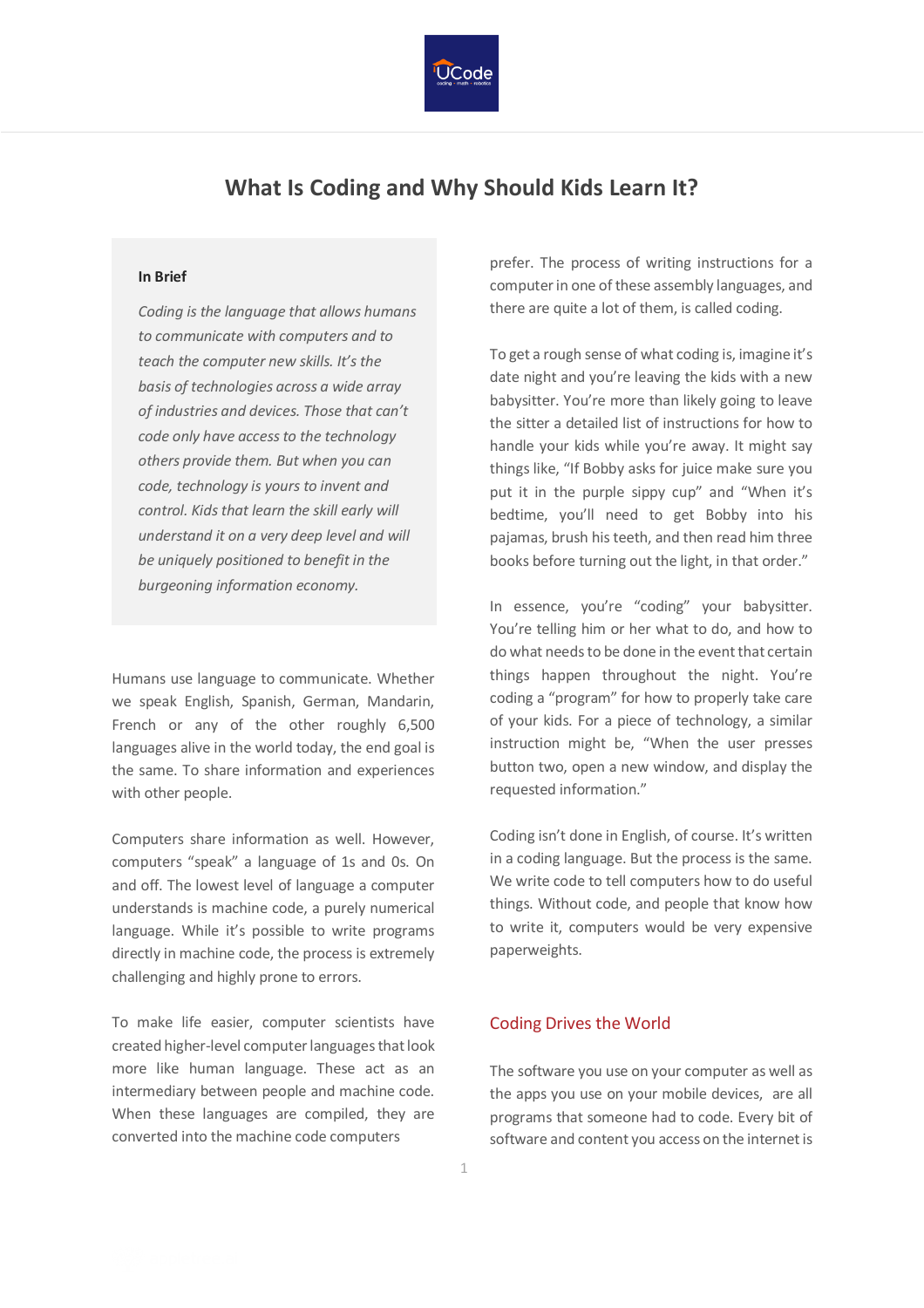# What Is Coding and Why Should Kids Learn It?

**In Brief**

*Coding is the language that allows humans to communicate with computers and to teach the computer new skills. It's the basis of technologies across a wide array of industries and devices. Those that can't code only have access to the technology others provide them. But when you can code, technology is yours to invent and control. Kids that learn the skill early will understand it on a very deep level and will be uniquely positioned to benefit in the burgeoning information economy.*

Humans use language to communicate. Whether we speak English, Spanish, German, Mandarin, French or any of the other roughly 6,500 languages alive in the world today, the end goal is the same. To share information and experiences with other people.

Computers share information as well. However, computers "speak" a language of 1s and 0s. On and off. The lowest level of language a computer understands is machine code, a purely numerical language. While it's possible to write programs directly in machine code, the process is extremely challenging and highly prone to errors.

To make life easier, computer scientists have created higher-level computer languages that look more like human language. These act as an intermediary between people and machine code. When these languages are compiled, they are converted into the machine code computers prefer. The process of writing instructions for a computer in one of these assembly languages, and there are quite a lot of them, is called coding.

To get a rough sense of what coding is, imagine it's date night and you're leaving the kids with a new babysitter. You're more than likely going to leave the sitter a detailed list of instructions for how to handle your kids while you're away. It might say things like, "If Bobby asks for juice make sure you put it in the purple sippy cup" and "When it's bedtime, you'll need to get Bobby into his pajamas, brush his teeth, and then read him three books before turning out the light, in that order."

In essence, you're "coding" your babysitter. You're telling him or her what to do, and how to do what needs to be done in the event that certain things happen throughout the night. You're coding a "program" for how to properly take care of your kids. For a piece of technology, a similar instruction might be, "When the user presses button two, open a new window, and display the requested information."

Coding isn't done in English, of course. It's written in a coding language. But the process is the same. We write code to tell computers how to do useful things. Without code, and people that know how to write it, computers would be very expensive paperweights.

## Coding Drives the World

The software you use on your computer as well as the apps you use on your mobile devices, are all programs that someone had to code. Every bit of software and content you access on the internet is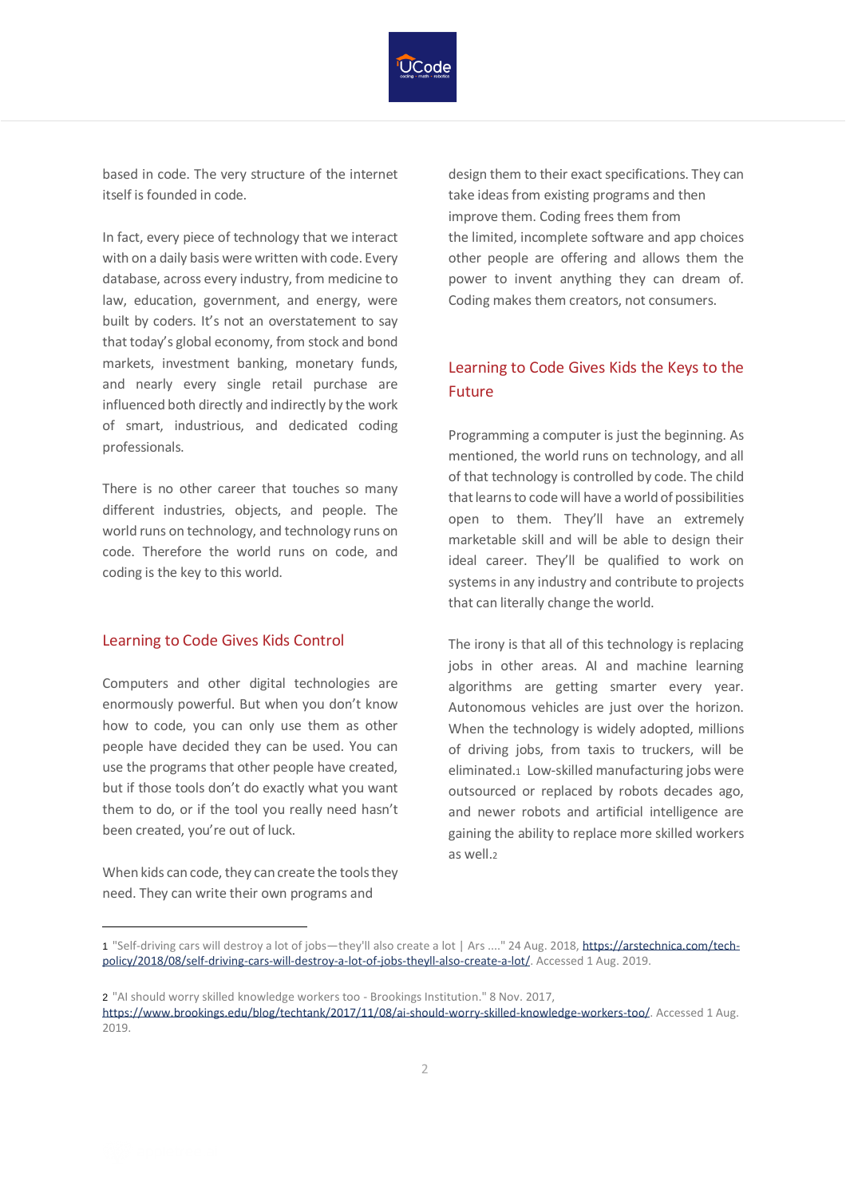based in code. The very structure of the internet itself is founded in code.

In fact, every piece of technology that we interact with on a daily basis were written with code. Every database, across every industry, from medicine to law, education, government, and energy, were built by coders. It's not an overstatement to say that today's global economy, from stock and bond markets, investment banking, monetary funds, and nearly every single retail purchase are influenced both directly and indirectly by the work of smart, industrious, and dedicated coding professionals.

There is no other career that touches so many different industries, objects, and people. The world runs on technology, and technology runs on code. Therefore the world runs on code, and coding is the key to this world.

## Learning to Code Gives Kids Control

Computers and other digital technologies are enormously powerful. But when you don't know how to code, you can only use them as other people have decided they can be used. You can use the programs that other people have created, but if those tools don't do exactly what you want them to do, or if the tool you really need hasn't been created, you're out of luck.

When kids can code, they can create the tools they need. They can write their own programs and design them to their exact specifications. They can take ideas from existing programs and then improve them. Coding frees them from the limited, incomplete software and app choices other people are offering and allows them the power to invent anything they can dream of. Coding makes them creators, not consumers.

## Learning to Code Gives Kids the Keys to the Future

Programming a computer is just the beginning. As mentioned, the world runs on technology, and all of that technology is controlled by code. The child that learns to code will have a world of possibilities open to them. They'll have an extremely marketable skill and will be able to design their ideal career. They'll be qualified to work on systems in any industry and contribute to projects that can literally change the world.

The irony is that all of this technology is replacing jobs in other areas. AI and machine learning algorithms are getting smarter every year. Autonomous vehicles are just over the horizon. When the technology is widely adopted, millions of driving jobs, from taxis to truckers, will be eliminated.[1] Low-skilled manufacturing jobs were outsourced or replaced by robots decades ago, and newer robots and artificial intelligence are gaining the ability to replace more skilled workers as well.[2]

---

1 "Self-driving cars will destroy a lot of jobs—they'll also create a lot | Ars ...." 24 Aug. 2018, https://arstechnica.com/tech-policy/2018/08/self-driving-cars-will-destroy-a-lot-of-jobs-theyll-also-create-a-lot/. Accessed 1 Aug. 2019.

2 "AI should worry skilled knowledge workers too - Brookings Institution." 8 Nov. 2017, https://www.brookings.edu/blog/techtank/2017/11/08/ai-should-worry-skilled-knowledge-workers-too/. Accessed 1 Aug. 2019.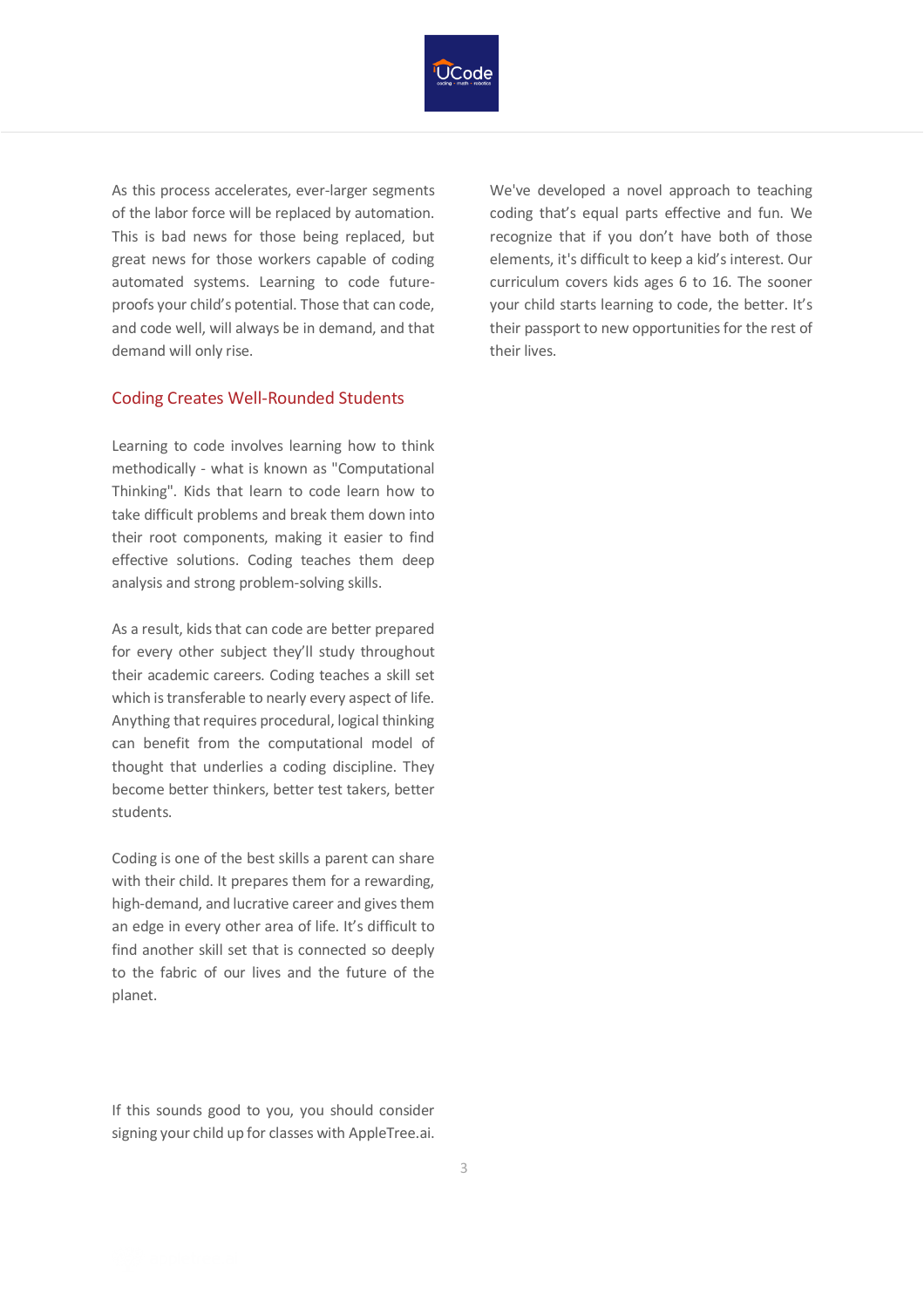As this process accelerates, ever-larger segments of the labor force will be replaced by automation. This is bad news for those being replaced, but great news for those workers capable of coding automated systems. Learning to code future-proofs your child's potential. Those that can code, and code well, will always be in demand, and that demand will only rise.

## Coding Creates Well-Rounded Students

Learning to code involves learning how to think methodically - what is known as "Computational Thinking". Kids that learn to code learn how to take difficult problems and break them down into their root components, making it easier to find effective solutions. Coding teaches them deep analysis and strong problem-solving skills.

As a result, kids that can code are better prepared for every other subject they'll study throughout their academic careers. Coding teaches a skill set which is transferable to nearly every aspect of life. Anything that requires procedural, logical thinking can benefit from the computational model of thought that underlies a coding discipline. They become better thinkers, better test takers, better students.

Coding is one of the best skills a parent can share with their child. It prepares them for a rewarding, high-demand, and lucrative career and gives them an edge in every other area of life. It's difficult to find another skill set that is connected so deeply to the fabric of our lives and the future of the planet.

If this sounds good to you, you should consider signing your child up for classes with AppleTree.ai.

We've developed a novel approach to teaching coding that's equal parts effective and fun. We recognize that if you don't have both of those elements, it's difficult to keep a kid's interest. Our curriculum covers kids ages 6 to 16. The sooner your child starts learning to code, the better. It's their passport to new opportunities for the rest of their lives.